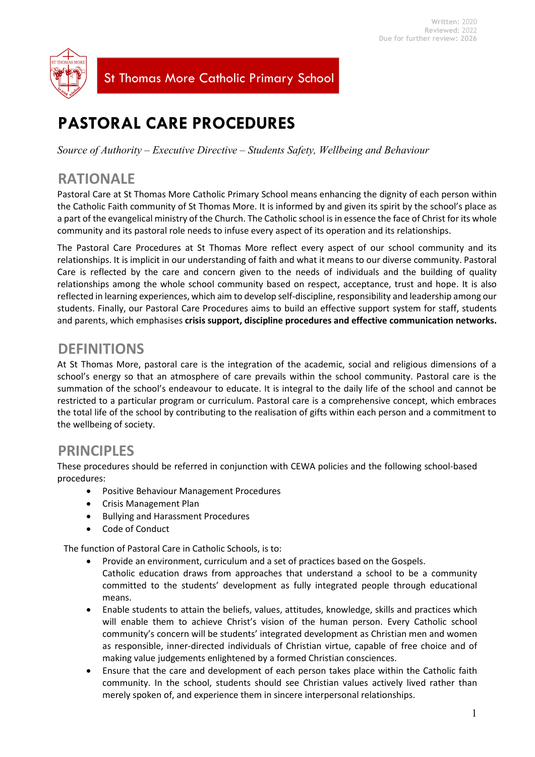Written: 2020
Reviewed: 2022
Due for further review: 2026

St Thomas More Catholic Primary School

# PASTORAL CARE PROCEDURES

*Source of Authority – Executive Directive – Students Safety, Wellbeing and Behaviour*

## RATIONALE

Pastoral Care at St Thomas More Catholic Primary School means enhancing the dignity of each person within the Catholic Faith community of St Thomas More. It is informed by and given its spirit by the school's place as a part of the evangelical ministry of the Church. The Catholic school is in essence the face of Christ for its whole community and its pastoral role needs to infuse every aspect of its operation and its relationships.

The Pastoral Care Procedures at St Thomas More reflect every aspect of our school community and its relationships. It is implicit in our understanding of faith and what it means to our diverse community. Pastoral Care is reflected by the care and concern given to the needs of individuals and the building of quality relationships among the whole school community based on respect, acceptance, trust and hope. It is also reflected in learning experiences, which aim to develop self-discipline, responsibility and leadership among our students. Finally, our Pastoral Care Procedures aims to build an effective support system for staff, students and parents, which emphasises **crisis support, discipline procedures and effective communication networks.**

## DEFINITIONS

At St Thomas More, pastoral care is the integration of the academic, social and religious dimensions of a school's energy so that an atmosphere of care prevails within the school community. Pastoral care is the summation of the school's endeavour to educate. It is integral to the daily life of the school and cannot be restricted to a particular program or curriculum. Pastoral care is a comprehensive concept, which embraces the total life of the school by contributing to the realisation of gifts within each person and a commitment to the wellbeing of society.

## PRINCIPLES

These procedures should be referred in conjunction with CEWA policies and the following school-based procedures:

- Positive Behaviour Management Procedures
- Crisis Management Plan
- Bullying and Harassment Procedures
- Code of Conduct

The function of Pastoral Care in Catholic Schools, is to:

- Provide an environment, curriculum and a set of practices based on the Gospels.
  Catholic education draws from approaches that understand a school to be a community committed to the students' development as fully integrated people through educational means.
- Enable students to attain the beliefs, values, attitudes, knowledge, skills and practices which will enable them to achieve Christ's vision of the human person. Every Catholic school community's concern will be students' integrated development as Christian men and women as responsible, inner-directed individuals of Christian virtue, capable of free choice and of making value judgements enlightened by a formed Christian consciences.
- Ensure that the care and development of each person takes place within the Catholic faith community. In the school, students should see Christian values actively lived rather than merely spoken of, and experience them in sincere interpersonal relationships.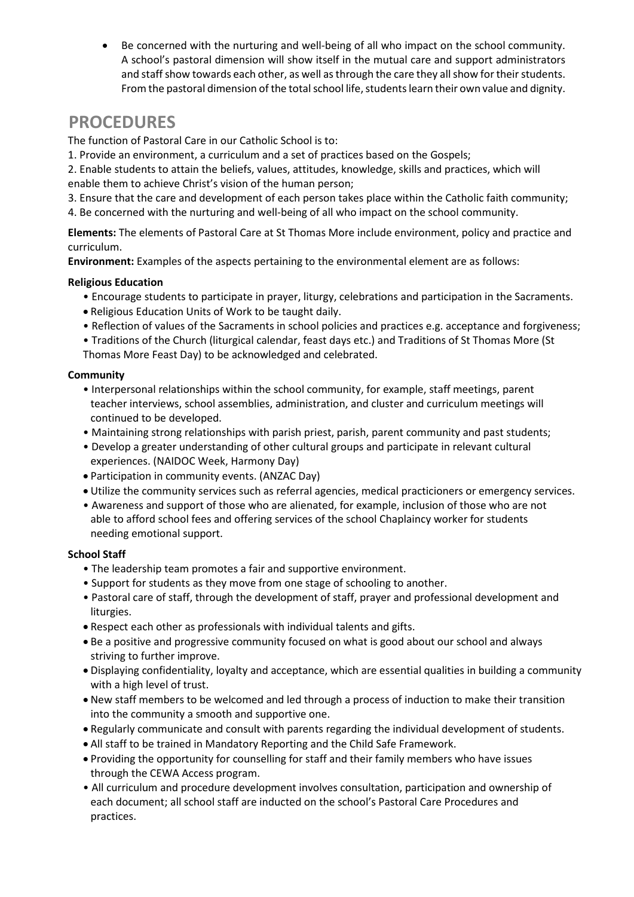- Be concerned with the nurturing and well-being of all who impact on the school community. A school's pastoral dimension will show itself in the mutual care and support administrators and staff show towards each other, as well as through the care they all show for their students. From the pastoral dimension of the total school life, students learn their own value and dignity.

## PROCEDURES

The function of Pastoral Care in our Catholic School is to:

1. Provide an environment, a curriculum and a set of practices based on the Gospels;
2. Enable students to attain the beliefs, values, attitudes, knowledge, skills and practices, which will enable them to achieve Christ's vision of the human person;
3. Ensure that the care and development of each person takes place within the Catholic faith community;
4. Be concerned with the nurturing and well-being of all who impact on the school community.

**Elements:** The elements of Pastoral Care at St Thomas More include environment, policy and practice and curriculum.

**Environment:** Examples of the aspects pertaining to the environmental element are as follows:

**Religious Education**

- Encourage students to participate in prayer, liturgy, celebrations and participation in the Sacraments.
- Religious Education Units of Work to be taught daily.
- Reflection of values of the Sacraments in school policies and practices e.g. acceptance and forgiveness;
- Traditions of the Church (liturgical calendar, feast days etc.) and Traditions of St Thomas More (St Thomas More Feast Day) to be acknowledged and celebrated.

**Community**

- Interpersonal relationships within the school community, for example, staff meetings, parent teacher interviews, school assemblies, administration, and cluster and curriculum meetings will continued to be developed.
- Maintaining strong relationships with parish priest, parish, parent community and past students;
- Develop a greater understanding of other cultural groups and participate in relevant cultural experiences. (NAIDOC Week, Harmony Day)
- Participation in community events. (ANZAC Day)
- Utilize the community services such as referral agencies, medical practicioners or emergency services.
- Awareness and support of those who are alienated, for example, inclusion of those who are not able to afford school fees and offering services of the school Chaplaincy worker for students needing emotional support.

**School Staff**

- The leadership team promotes a fair and supportive environment.
- Support for students as they move from one stage of schooling to another.
- Pastoral care of staff, through the development of staff, prayer and professional development and liturgies.
- Respect each other as professionals with individual talents and gifts.
- Be a positive and progressive community focused on what is good about our school and always striving to further improve.
- Displaying confidentiality, loyalty and acceptance, which are essential qualities in building a community with a high level of trust.
- New staff members to be welcomed and led through a process of induction to make their transition into the community a smooth and supportive one.
- Regularly communicate and consult with parents regarding the individual development of students.
- All staff to be trained in Mandatory Reporting and the Child Safe Framework.
- Providing the opportunity for counselling for staff and their family members who have issues through the CEWA Access program.
- All curriculum and procedure development involves consultation, participation and ownership of each document; all school staff are inducted on the school's Pastoral Care Procedures and practices.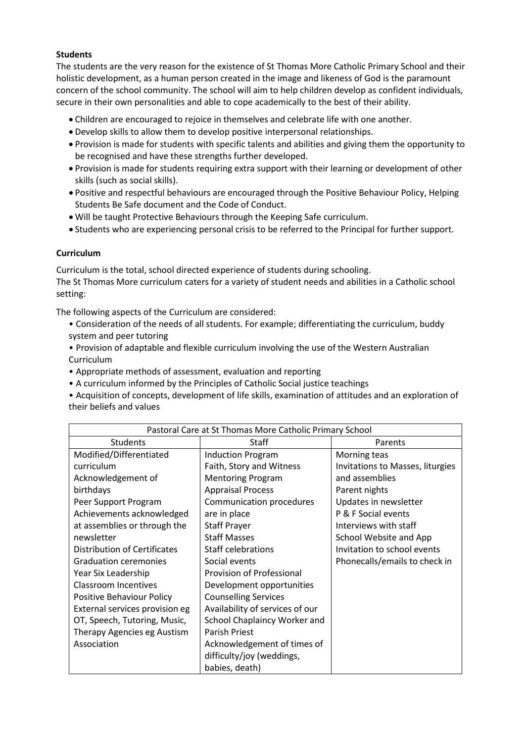**Students**

The students are the very reason for the existence of St Thomas More Catholic Primary School and their holistic development, as a human person created in the image and likeness of God is the paramount concern of the school community. The school will aim to help children develop as confident individuals, secure in their own personalities and able to cope academically to the best of their ability.

- Children are encouraged to rejoice in themselves and celebrate life with one another.
- Develop skills to allow them to develop positive interpersonal relationships.
- Provision is made for students with specific talents and abilities and giving them the opportunity to be recognised and have these strengths further developed.
- Provision is made for students requiring extra support with their learning or development of other skills (such as social skills).
- Positive and respectful behaviours are encouraged through the Positive Behaviour Policy, Helping Students Be Safe document and the Code of Conduct.
- Will be taught Protective Behaviours through the Keeping Safe curriculum.
- Students who are experiencing personal crisis to be referred to the Principal for further support.

**Curriculum**

Curriculum is the total, school directed experience of students during schooling.
The St Thomas More curriculum caters for a variety of student needs and abilities in a Catholic school setting:

The following aspects of the Curriculum are considered:

- Consideration of the needs of all students. For example; differentiating the curriculum, buddy system and peer tutoring
- Provision of adaptable and flexible curriculum involving the use of the Western Australian Curriculum
- Appropriate methods of assessment, evaluation and reporting
- A curriculum informed by the Principles of Catholic Social justice teachings
- Acquisition of concepts, development of life skills, examination of attitudes and an exploration of their beliefs and values

| Pastoral Care at St Thomas More Catholic Primary School | | |
|---|---|---|
| Students | Staff | Parents |
| Modified/Differentiated curriculum<br>Acknowledgement of birthdays<br>Peer Support Program<br>Achievements acknowledged at assemblies or through the newsletter<br>Distribution of Certificates<br>Graduation ceremonies<br>Year Six Leadership<br>Classroom Incentives<br>Positive Behaviour Policy<br>External services provision eg OT, Speech, Tutoring, Music, Therapy Agencies eg Austism Association | Induction Program<br>Faith, Story and Witness<br>Mentoring Program<br>Appraisal Process<br>Communication procedures are in place<br>Staff Prayer<br>Staff Masses<br>Staff celebrations<br>Social events<br>Provision of Professional Development opportunities<br>Counselling Services<br>Availability of services of our School Chaplaincy Worker and Parish Priest<br>Acknowledgement of times of difficulty/joy (weddings, babies, death) | Morning teas<br>Invitations to Masses, liturgies and assemblies<br>Parent nights<br>Updates in newsletter<br>P & F Social events<br>Interviews with staff<br>School Website and App<br>Invitation to school events<br>Phonecalls/emails to check in |